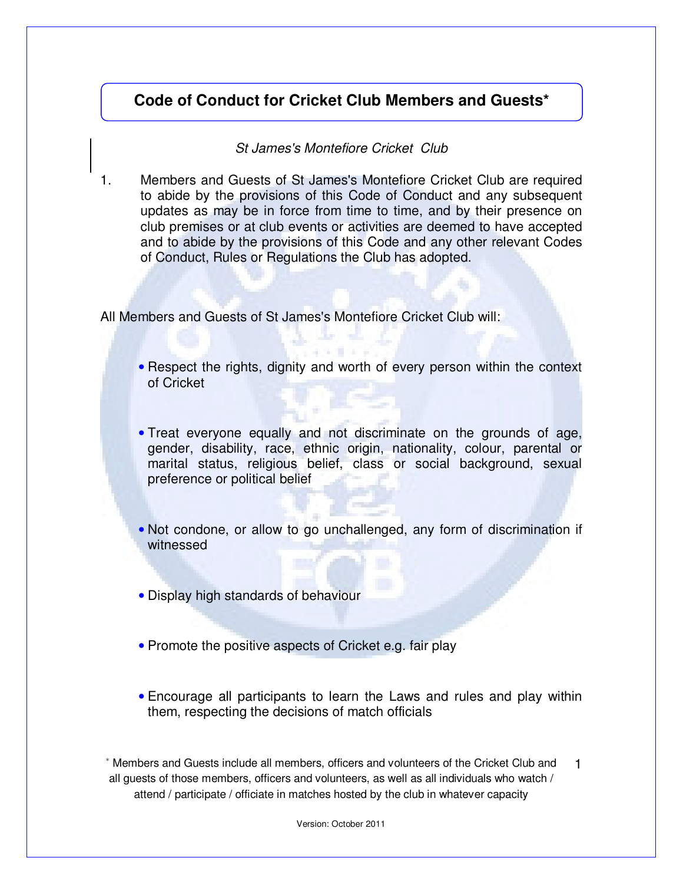# Code of Conduct for Cricket Club Members and Guests*

*St James's Montefiore Cricket Club*

1. Members and Guests of St James's Montefiore Cricket Club are required to abide by the provisions of this Code of Conduct and any subsequent updates as may be in force from time to time, and by their presence on club premises or at club events or activities are deemed to have accepted and to abide by the provisions of this Code and any other relevant Codes of Conduct, Rules or Regulations the Club has adopted.

All Members and Guests of St James's Montefiore Cricket Club will:

- Respect the rights, dignity and worth of every person within the context of Cricket
- Treat everyone equally and not discriminate on the grounds of age, gender, disability, race, ethnic origin, nationality, colour, parental or marital status, religious belief, class or social background, sexual preference or political belief
- Not condone, or allow to go unchallenged, any form of discrimination if witnessed
- Display high standards of behaviour
- Promote the positive aspects of Cricket e.g. fair play
- Encourage all participants to learn the Laws and rules and play within them, respecting the decisions of match officials

\* Members and Guests include all members, officers and volunteers of the Cricket Club and all guests of those members, officers and volunteers, as well as all individuals who watch / attend / participate / officiate in matches hosted by the club in whatever capacity

Version: October 2011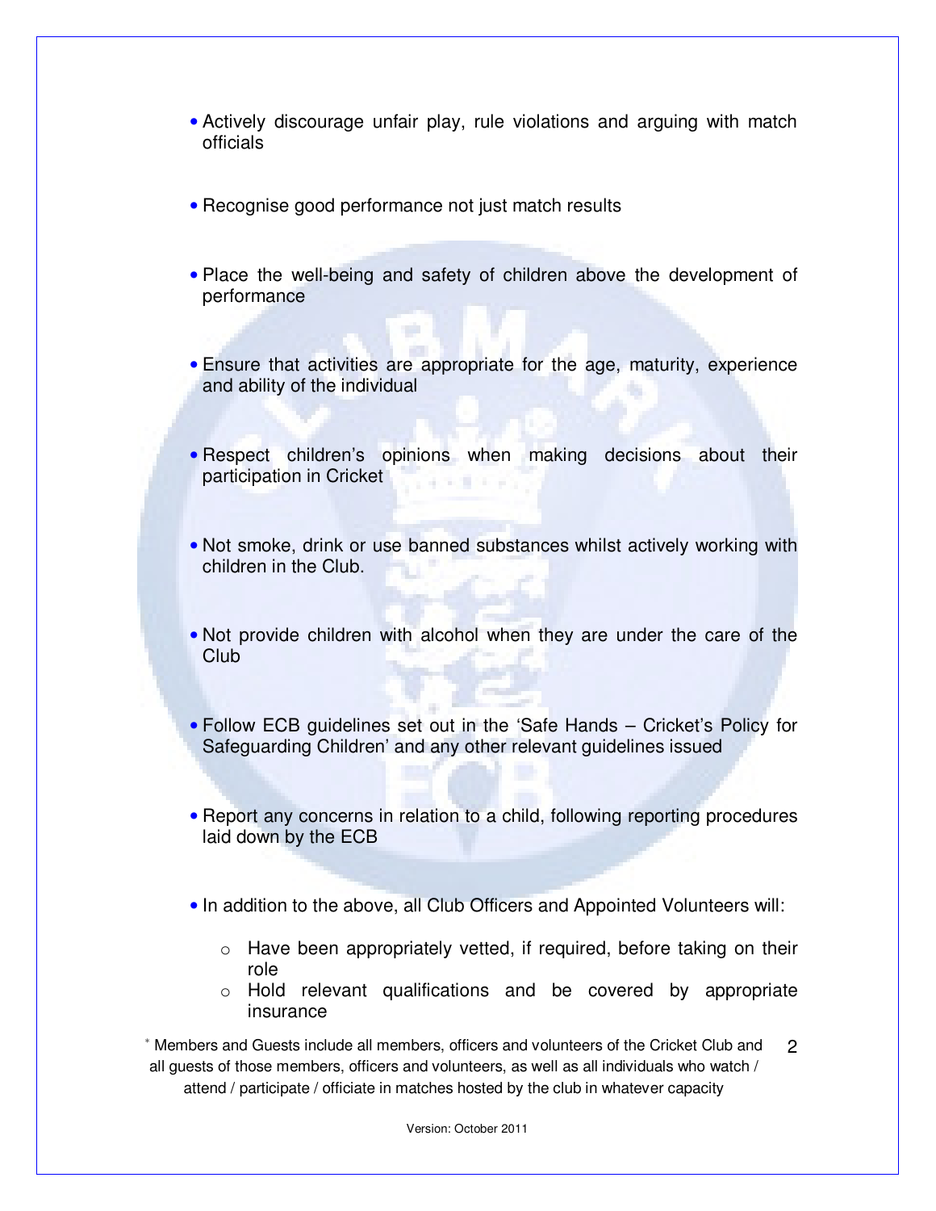- Actively discourage unfair play, rule violations and arguing with match officials

- Recognise good performance not just match results

- Place the well-being and safety of children above the development of performance

- Ensure that activities are appropriate for the age, maturity, experience and ability of the individual

- Respect children's opinions when making decisions about their participation in Cricket

- Not smoke, drink or use banned substances whilst actively working with children in the Club.

- Not provide children with alcohol when they are under the care of the Club

- Follow ECB guidelines set out in the 'Safe Hands – Cricket's Policy for Safeguarding Children' and any other relevant guidelines issued

- Report any concerns in relation to a child, following reporting procedures laid down by the ECB

- In addition to the above, all Club Officers and Appointed Volunteers will:
  - Have been appropriately vetted, if required, before taking on their role
  - Hold relevant qualifications and be covered by appropriate insurance

* Members and Guests include all members, officers and volunteers of the Cricket Club and all guests of those members, officers and volunteers, as well as all individuals who watch / attend / participate / officiate in matches hosted by the club in whatever capacity

Version: October 2011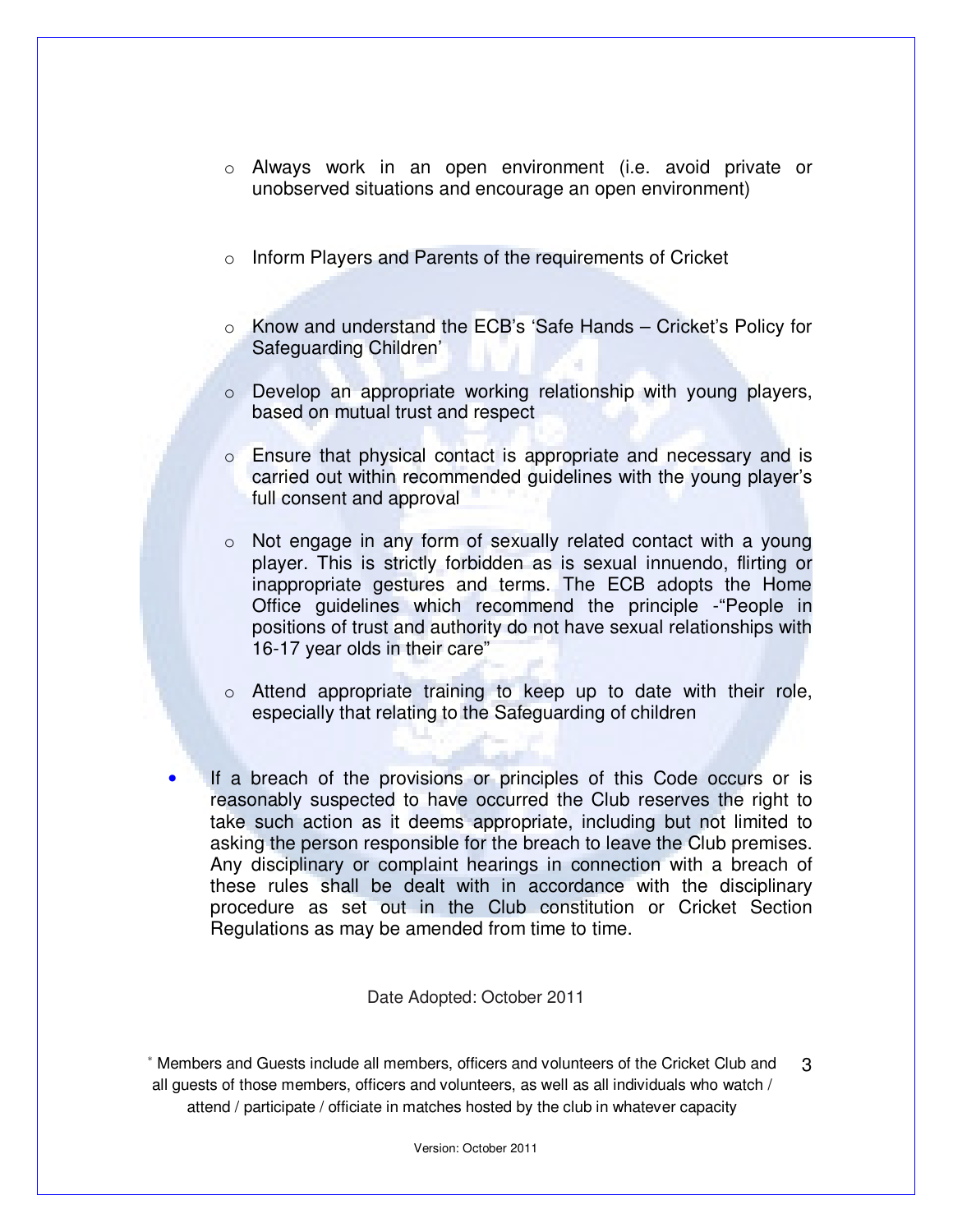- Always work in an open environment (i.e. avoid private or unobserved situations and encourage an open environment)

- Inform Players and Parents of the requirements of Cricket

- Know and understand the ECB's 'Safe Hands – Cricket's Policy for Safeguarding Children'

- Develop an appropriate working relationship with young players, based on mutual trust and respect

- Ensure that physical contact is appropriate and necessary and is carried out within recommended guidelines with the young player's full consent and approval

- Not engage in any form of sexually related contact with a young player. This is strictly forbidden as is sexual innuendo, flirting or inappropriate gestures and terms. The ECB adopts the Home Office guidelines which recommend the principle -"People in positions of trust and authority do not have sexual relationships with 16-17 year olds in their care"

- Attend appropriate training to keep up to date with their role, especially that relating to the Safeguarding of children

- If a breach of the provisions or principles of this Code occurs or is reasonably suspected to have occurred the Club reserves the right to take such action as it deems appropriate, including but not limited to asking the person responsible for the breach to leave the Club premises. Any disciplinary or complaint hearings in connection with a breach of these rules shall be dealt with in accordance with the disciplinary procedure as set out in the Club constitution or Cricket Section Regulations as may be amended from time to time.

Date Adopted: October 2011

* Members and Guests include all members, officers and volunteers of the Cricket Club and all guests of those members, officers and volunteers, as well as all individuals who watch / attend / participate / officiate in matches hosted by the club in whatever capacity

Version: October 2011